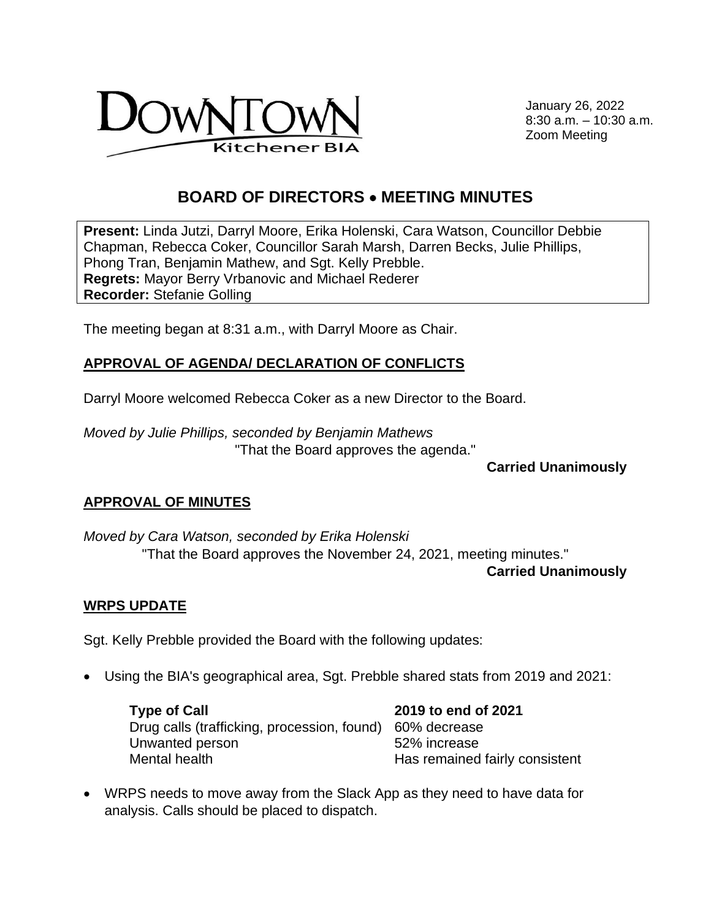DOWNTOWN Kitchener BIA

January 26, 2022
8:30 a.m. – 10:30 a.m.
Zoom Meeting

# BOARD OF DIRECTORS • MEETING MINUTES

**Present:** Linda Jutzi, Darryl Moore, Erika Holenski, Cara Watson, Councillor Debbie Chapman, Rebecca Coker, Councillor Sarah Marsh, Darren Becks, Julie Phillips, Phong Tran, Benjamin Mathew, and Sgt. Kelly Prebble.
**Regrets:** Mayor Berry Vrbanovic and Michael Rederer
**Recorder:** Stefanie Golling

The meeting began at 8:31 a.m., with Darryl Moore as Chair.

## APPROVAL OF AGENDA/ DECLARATION OF CONFLICTS

Darryl Moore welcomed Rebecca Coker as a new Director to the Board.

*Moved by Julie Phillips, seconded by Benjamin Mathews*
"That the Board approves the agenda."

**Carried Unanimously**

## APPROVAL OF MINUTES

*Moved by Cara Watson, seconded by Erika Holenski*
"That the Board approves the November 24, 2021, meeting minutes."

**Carried Unanimously**

## WRPS UPDATE

Sgt. Kelly Prebble provided the Board with the following updates:

- Using the BIA's geographical area, Sgt. Prebble shared stats from 2019 and 2021:

| Type of Call | 2019 to end of 2021 |
|---|---|
| Drug calls (trafficking, procession, found) | 60% decrease |
| Unwanted person | 52% increase |
| Mental health | Has remained fairly consistent |

- WRPS needs to move away from the Slack App as they need to have data for analysis. Calls should be placed to dispatch.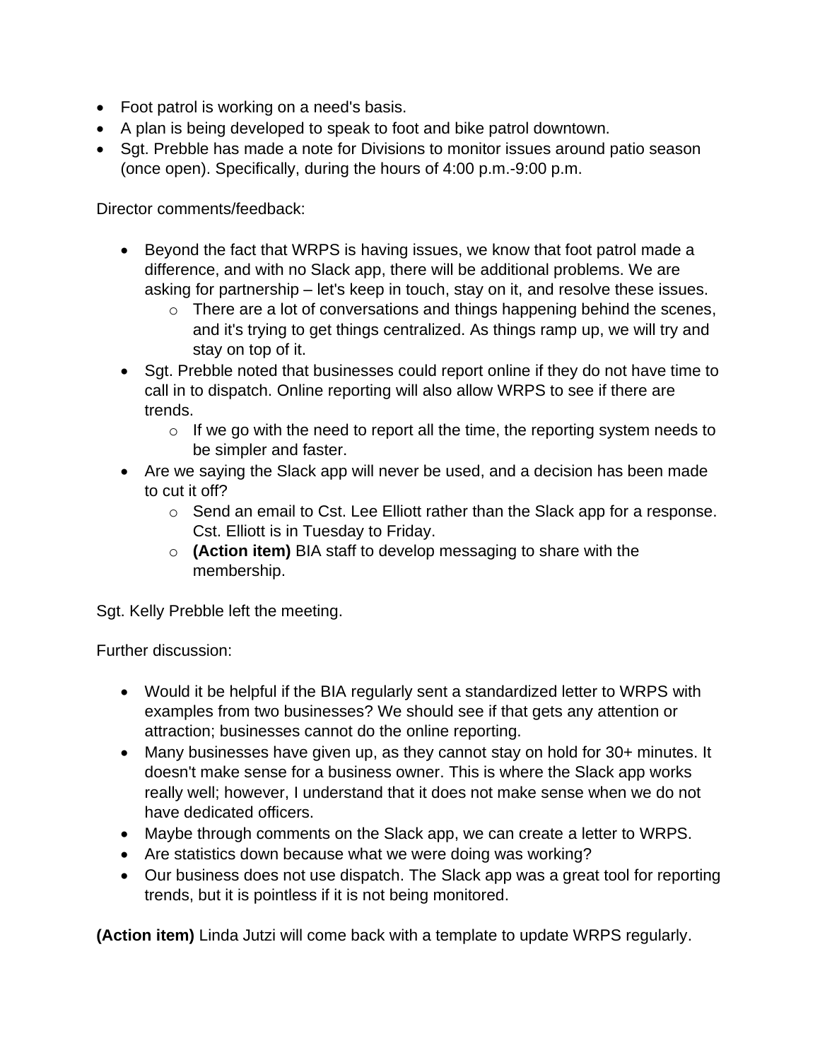- Foot patrol is working on a need's basis.
- A plan is being developed to speak to foot and bike patrol downtown.
- Sgt. Prebble has made a note for Divisions to monitor issues around patio season (once open). Specifically, during the hours of 4:00 p.m.-9:00 p.m.

Director comments/feedback:

- Beyond the fact that WRPS is having issues, we know that foot patrol made a difference, and with no Slack app, there will be additional problems. We are asking for partnership – let's keep in touch, stay on it, and resolve these issues.
  - There are a lot of conversations and things happening behind the scenes, and it's trying to get things centralized. As things ramp up, we will try and stay on top of it.
- Sgt. Prebble noted that businesses could report online if they do not have time to call in to dispatch. Online reporting will also allow WRPS to see if there are trends.
  - If we go with the need to report all the time, the reporting system needs to be simpler and faster.
- Are we saying the Slack app will never be used, and a decision has been made to cut it off?
  - Send an email to Cst. Lee Elliott rather than the Slack app for a response. Cst. Elliott is in Tuesday to Friday.
  - **(Action item)** BIA staff to develop messaging to share with the membership.

Sgt. Kelly Prebble left the meeting.

Further discussion:

- Would it be helpful if the BIA regularly sent a standardized letter to WRPS with examples from two businesses? We should see if that gets any attention or attraction; businesses cannot do the online reporting.
- Many businesses have given up, as they cannot stay on hold for 30+ minutes. It doesn't make sense for a business owner. This is where the Slack app works really well; however, I understand that it does not make sense when we do not have dedicated officers.
- Maybe through comments on the Slack app, we can create a letter to WRPS.
- Are statistics down because what we were doing was working?
- Our business does not use dispatch. The Slack app was a great tool for reporting trends, but it is pointless if it is not being monitored.

**(Action item)** Linda Jutzi will come back with a template to update WRPS regularly.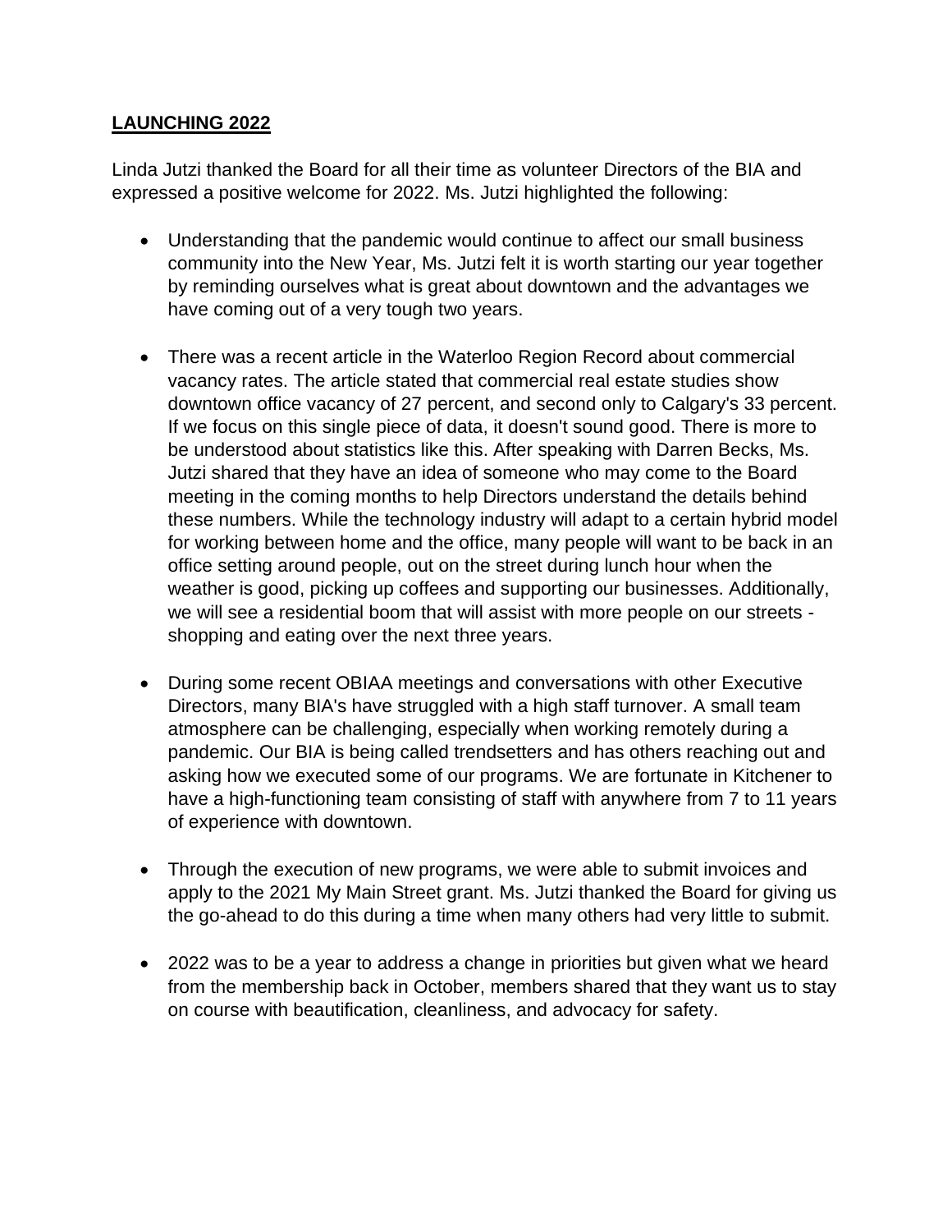## LAUNCHING 2022

Linda Jutzi thanked the Board for all their time as volunteer Directors of the BIA and expressed a positive welcome for 2022. Ms. Jutzi highlighted the following:

- Understanding that the pandemic would continue to affect our small business community into the New Year, Ms. Jutzi felt it is worth starting our year together by reminding ourselves what is great about downtown and the advantages we have coming out of a very tough two years.

- There was a recent article in the Waterloo Region Record about commercial vacancy rates. The article stated that commercial real estate studies show downtown office vacancy of 27 percent, and second only to Calgary's 33 percent. If we focus on this single piece of data, it doesn't sound good. There is more to be understood about statistics like this. After speaking with Darren Becks, Ms. Jutzi shared that they have an idea of someone who may come to the Board meeting in the coming months to help Directors understand the details behind these numbers. While the technology industry will adapt to a certain hybrid model for working between home and the office, many people will want to be back in an office setting around people, out on the street during lunch hour when the weather is good, picking up coffees and supporting our businesses. Additionally, we will see a residential boom that will assist with more people on our streets - shopping and eating over the next three years.

- During some recent OBIAA meetings and conversations with other Executive Directors, many BIA's have struggled with a high staff turnover. A small team atmosphere can be challenging, especially when working remotely during a pandemic. Our BIA is being called trendsetters and has others reaching out and asking how we executed some of our programs. We are fortunate in Kitchener to have a high-functioning team consisting of staff with anywhere from 7 to 11 years of experience with downtown.

- Through the execution of new programs, we were able to submit invoices and apply to the 2021 My Main Street grant. Ms. Jutzi thanked the Board for giving us the go-ahead to do this during a time when many others had very little to submit.

- 2022 was to be a year to address a change in priorities but given what we heard from the membership back in October, members shared that they want us to stay on course with beautification, cleanliness, and advocacy for safety.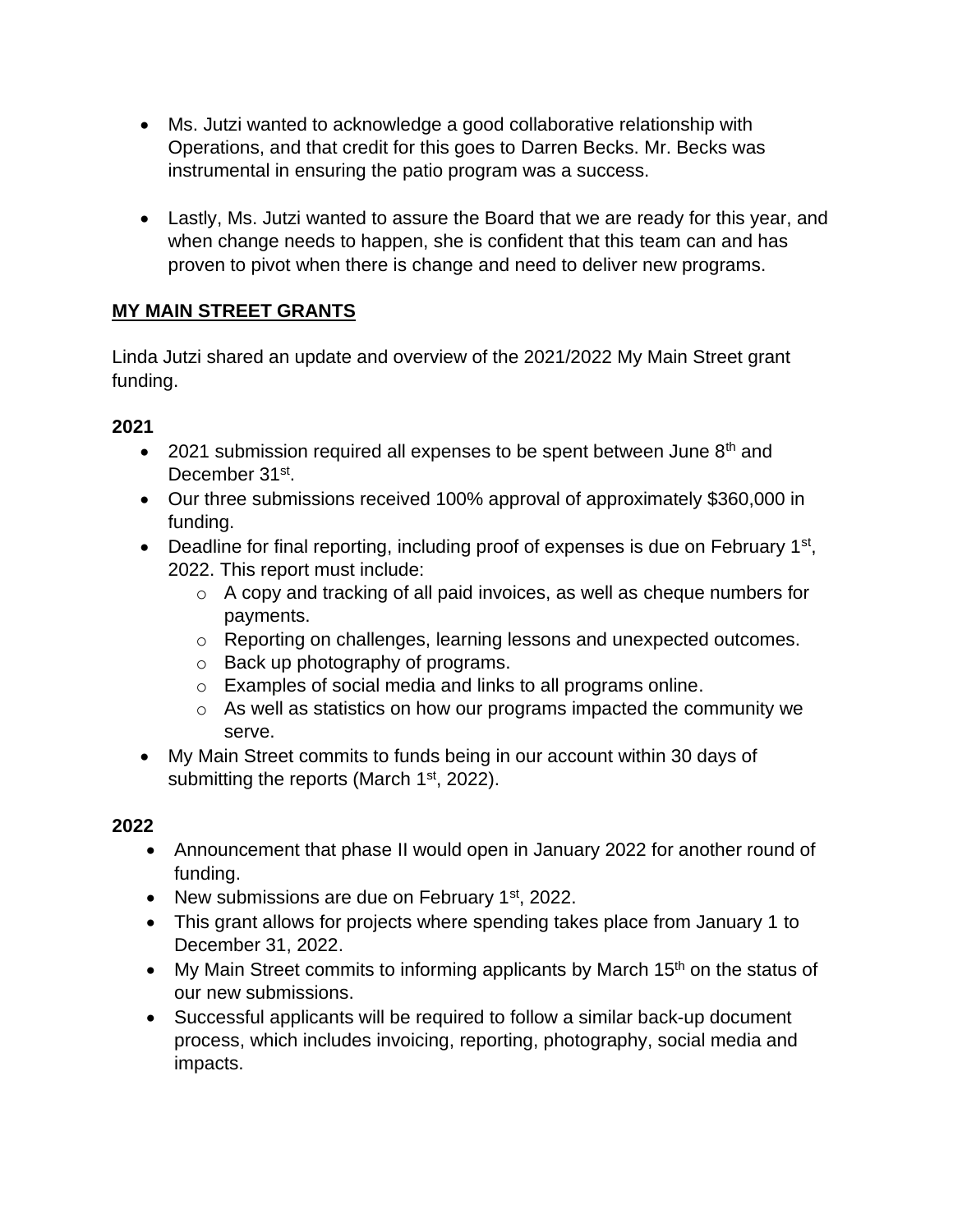- Ms. Jutzi wanted to acknowledge a good collaborative relationship with Operations, and that credit for this goes to Darren Becks. Mr. Becks was instrumental in ensuring the patio program was a success.

- Lastly, Ms. Jutzi wanted to assure the Board that we are ready for this year, and when change needs to happen, she is confident that this team can and has proven to pivot when there is change and need to deliver new programs.

## MY MAIN STREET GRANTS

Linda Jutzi shared an update and overview of the 2021/2022 My Main Street grant funding.

### 2021

- 2021 submission required all expenses to be spent between June 8th and December 31st.
- Our three submissions received 100% approval of approximately $360,000 in funding.
- Deadline for final reporting, including proof of expenses is due on February 1st, 2022. This report must include:
  - A copy and tracking of all paid invoices, as well as cheque numbers for payments.
  - Reporting on challenges, learning lessons and unexpected outcomes.
  - Back up photography of programs.
  - Examples of social media and links to all programs online.
  - As well as statistics on how our programs impacted the community we serve.
- My Main Street commits to funds being in our account within 30 days of submitting the reports (March 1st, 2022).

### 2022

- Announcement that phase II would open in January 2022 for another round of funding.
- New submissions are due on February 1st, 2022.
- This grant allows for projects where spending takes place from January 1 to December 31, 2022.
- My Main Street commits to informing applicants by March 15th on the status of our new submissions.
- Successful applicants will be required to follow a similar back-up document process, which includes invoicing, reporting, photography, social media and impacts.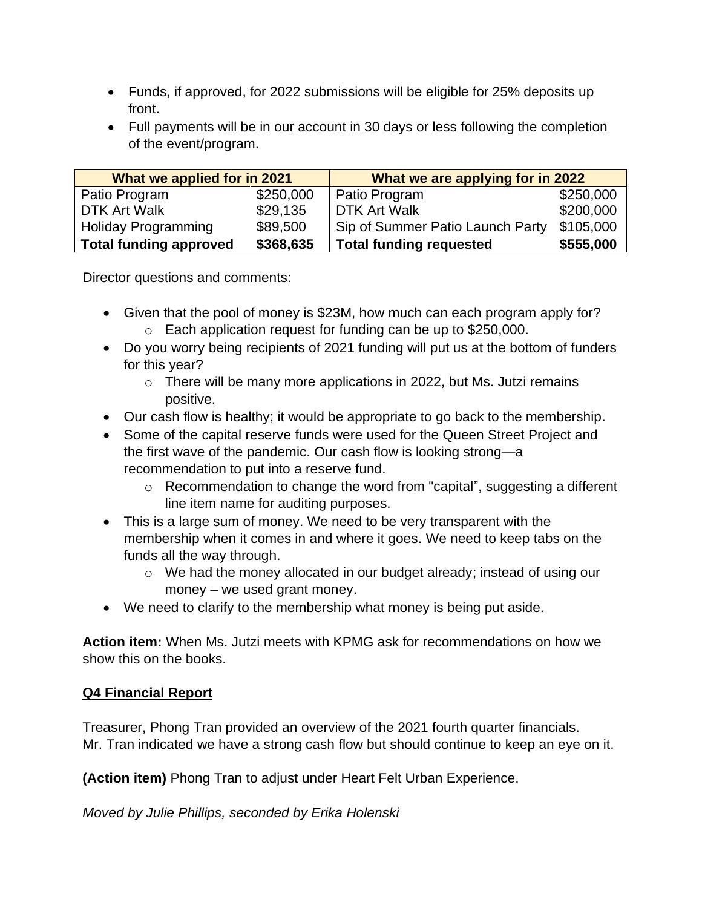- Funds, if approved, for 2022 submissions will be eligible for 25% deposits up front.
- Full payments will be in our account in 30 days or less following the completion of the event/program.

| What we applied for in 2021 | | What we are applying for in 2022 | |
|---|---|---|---|
| Patio Program | $250,000 | Patio Program | $250,000 |
| DTK Art Walk | $29,135 | DTK Art Walk | $200,000 |
| Holiday Programming | $89,500 | Sip of Summer Patio Launch Party | $105,000 |
| **Total funding approved** | **$368,635** | **Total funding requested** | **$555,000** |

Director questions and comments:

- Given that the pool of money is $23M, how much can each program apply for?
  - Each application request for funding can be up to $250,000.
- Do you worry being recipients of 2021 funding will put us at the bottom of funders for this year?
  - There will be many more applications in 2022, but Ms. Jutzi remains positive.
- Our cash flow is healthy; it would be appropriate to go back to the membership.
- Some of the capital reserve funds were used for the Queen Street Project and the first wave of the pandemic. Our cash flow is looking strong—a recommendation to put into a reserve fund.
  - Recommendation to change the word from "capital", suggesting a different line item name for auditing purposes.
- This is a large sum of money. We need to be very transparent with the membership when it comes in and where it goes. We need to keep tabs on the funds all the way through.
  - We had the money allocated in our budget already; instead of using our money – we used grant money.
- We need to clarify to the membership what money is being put aside.

**Action item:** When Ms. Jutzi meets with KPMG ask for recommendations on how we show this on the books.

**<u>Q4 Financial Report</u>**

Treasurer, Phong Tran provided an overview of the 2021 fourth quarter financials. Mr. Tran indicated we have a strong cash flow but should continue to keep an eye on it.

**(Action item)** Phong Tran to adjust under Heart Felt Urban Experience.

*Moved by Julie Phillips, seconded by Erika Holenski*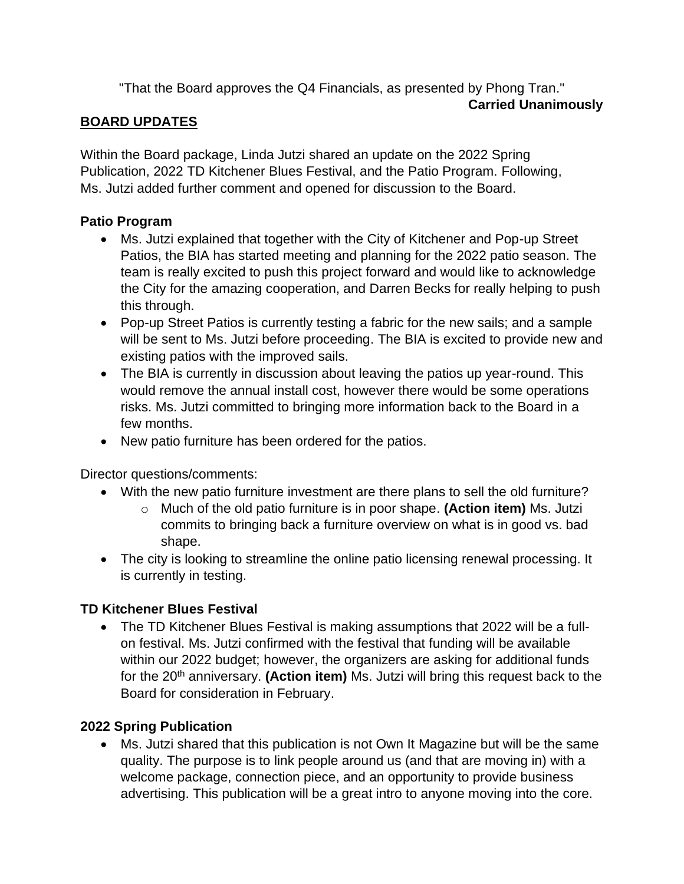"That the Board approves the Q4 Financials, as presented by Phong Tran."

**Carried Unanimously**

## BOARD UPDATES

Within the Board package, Linda Jutzi shared an update on the 2022 Spring Publication, 2022 TD Kitchener Blues Festival, and the Patio Program. Following, Ms. Jutzi added further comment and opened for discussion to the Board.

### Patio Program

- Ms. Jutzi explained that together with the City of Kitchener and Pop-up Street Patios, the BIA has started meeting and planning for the 2022 patio season. The team is really excited to push this project forward and would like to acknowledge the City for the amazing cooperation, and Darren Becks for really helping to push this through.
- Pop-up Street Patios is currently testing a fabric for the new sails; and a sample will be sent to Ms. Jutzi before proceeding. The BIA is excited to provide new and existing patios with the improved sails.
- The BIA is currently in discussion about leaving the patios up year-round. This would remove the annual install cost, however there would be some operations risks. Ms. Jutzi committed to bringing more information back to the Board in a few months.
- New patio furniture has been ordered for the patios.

Director questions/comments:

- With the new patio furniture investment are there plans to sell the old furniture?
  - Much of the old patio furniture is in poor shape. **(Action item)** Ms. Jutzi commits to bringing back a furniture overview on what is in good vs. bad shape.
- The city is looking to streamline the online patio licensing renewal processing. It is currently in testing.

### TD Kitchener Blues Festival

- The TD Kitchener Blues Festival is making assumptions that 2022 will be a full-on festival. Ms. Jutzi confirmed with the festival that funding will be available within our 2022 budget; however, the organizers are asking for additional funds for the 20th anniversary. **(Action item)** Ms. Jutzi will bring this request back to the Board for consideration in February.

### 2022 Spring Publication

- Ms. Jutzi shared that this publication is not Own It Magazine but will be the same quality. The purpose is to link people around us (and that are moving in) with a welcome package, connection piece, and an opportunity to provide business advertising. This publication will be a great intro to anyone moving into the core.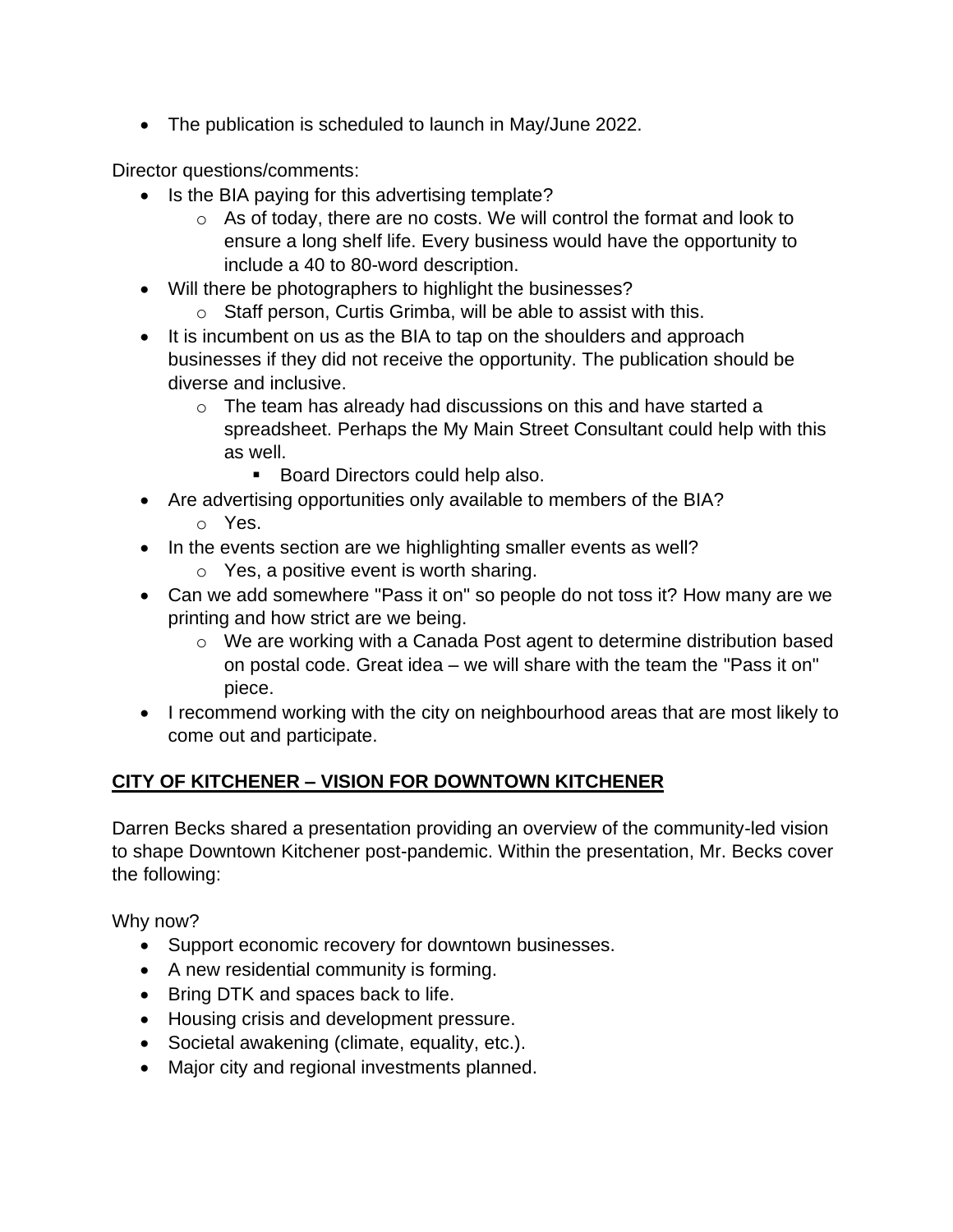- The publication is scheduled to launch in May/June 2022.

Director questions/comments:

- Is the BIA paying for this advertising template?
  - As of today, there are no costs. We will control the format and look to ensure a long shelf life. Every business would have the opportunity to include a 40 to 80-word description.
- Will there be photographers to highlight the businesses?
  - Staff person, Curtis Grimba, will be able to assist with this.
- It is incumbent on us as the BIA to tap on the shoulders and approach businesses if they did not receive the opportunity. The publication should be diverse and inclusive.
  - The team has already had discussions on this and have started a spreadsheet. Perhaps the My Main Street Consultant could help with this as well.
    - Board Directors could help also.
- Are advertising opportunities only available to members of the BIA?
  - Yes.
- In the events section are we highlighting smaller events as well?
  - Yes, a positive event is worth sharing.
- Can we add somewhere "Pass it on" so people do not toss it? How many are we printing and how strict are we being.
  - We are working with a Canada Post agent to determine distribution based on postal code. Great idea – we will share with the team the "Pass it on" piece.
- I recommend working with the city on neighbourhood areas that are most likely to come out and participate.

## CITY OF KITCHENER – VISION FOR DOWNTOWN KITCHENER

Darren Becks shared a presentation providing an overview of the community-led vision to shape Downtown Kitchener post-pandemic. Within the presentation, Mr. Becks cover the following:

Why now?

- Support economic recovery for downtown businesses.
- A new residential community is forming.
- Bring DTK and spaces back to life.
- Housing crisis and development pressure.
- Societal awakening (climate, equality, etc.).
- Major city and regional investments planned.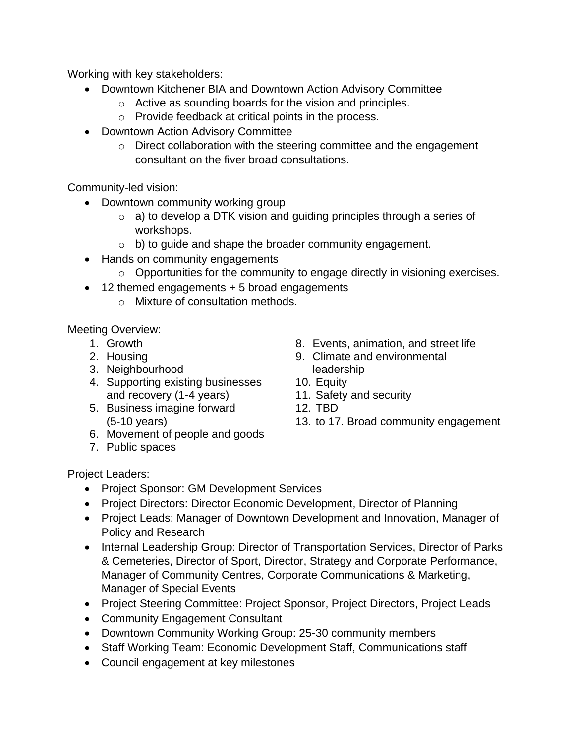Working with key stakeholders:

- Downtown Kitchener BIA and Downtown Action Advisory Committee
  - Active as sounding boards for the vision and principles.
  - Provide feedback at critical points in the process.
- Downtown Action Advisory Committee
  - Direct collaboration with the steering committee and the engagement consultant on the fiver broad consultations.

Community-led vision:

- Downtown community working group
  - a) to develop a DTK vision and guiding principles through a series of workshops.
  - b) to guide and shape the broader community engagement.
- Hands on community engagements
  - Opportunities for the community to engage directly in visioning exercises.
- 12 themed engagements + 5 broad engagements
  - Mixture of consultation methods.

Meeting Overview:

1. Growth
2. Housing
3. Neighbourhood
4. Supporting existing businesses and recovery (1-4 years)
5. Business imagine forward (5-10 years)
6. Movement of people and goods
7. Public spaces
8. Events, animation, and street life
9. Climate and environmental leadership
10. Equity
11. Safety and security
12. TBD
13. to 17. Broad community engagement

Project Leaders:

- Project Sponsor: GM Development Services
- Project Directors: Director Economic Development, Director of Planning
- Project Leads: Manager of Downtown Development and Innovation, Manager of Policy and Research
- Internal Leadership Group: Director of Transportation Services, Director of Parks & Cemeteries, Director of Sport, Director, Strategy and Corporate Performance, Manager of Community Centres, Corporate Communications & Marketing, Manager of Special Events
- Project Steering Committee: Project Sponsor, Project Directors, Project Leads
- Community Engagement Consultant
- Downtown Community Working Group: 25-30 community members
- Staff Working Team: Economic Development Staff, Communications staff
- Council engagement at key milestones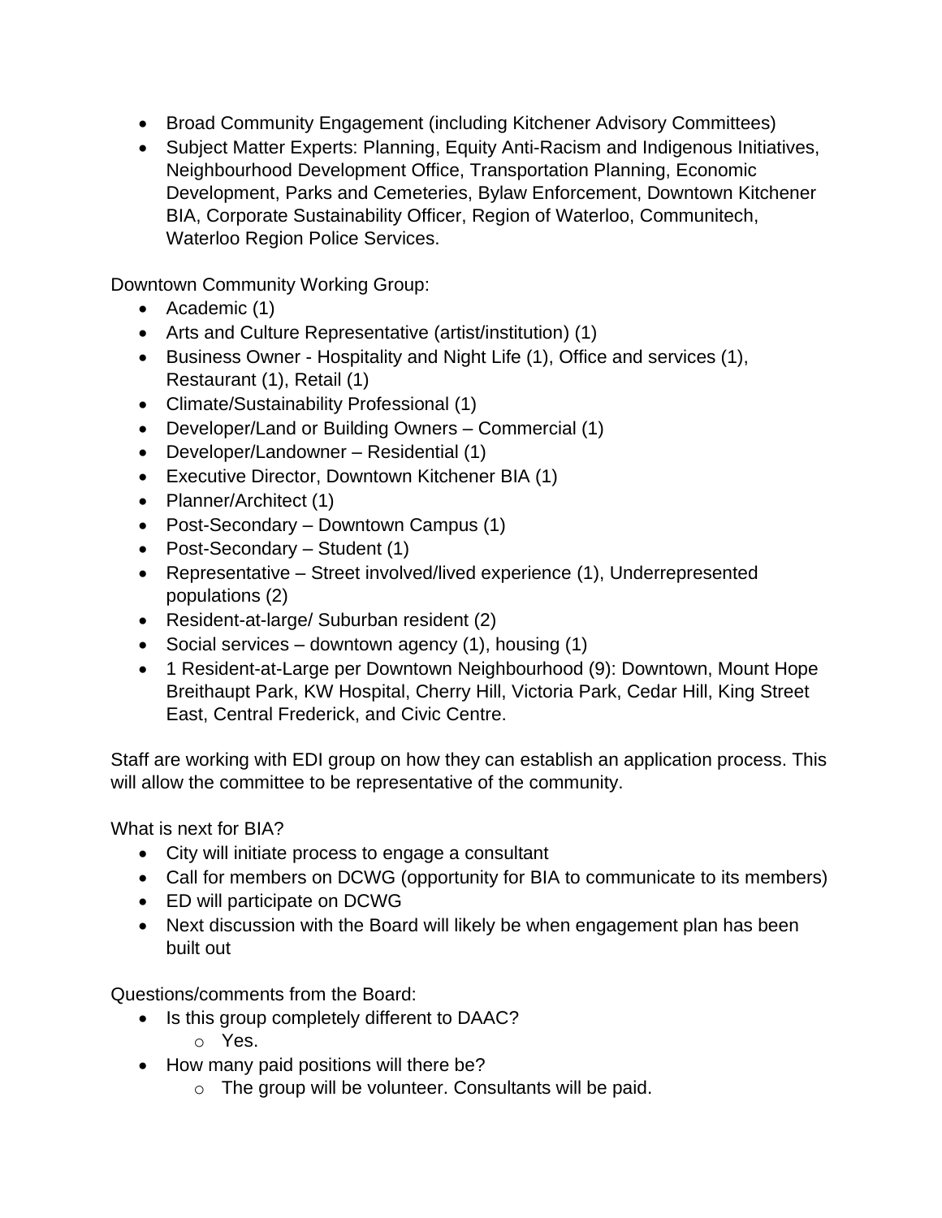- Broad Community Engagement (including Kitchener Advisory Committees)
- Subject Matter Experts: Planning, Equity Anti-Racism and Indigenous Initiatives, Neighbourhood Development Office, Transportation Planning, Economic Development, Parks and Cemeteries, Bylaw Enforcement, Downtown Kitchener BIA, Corporate Sustainability Officer, Region of Waterloo, Communitech, Waterloo Region Police Services.

Downtown Community Working Group:

- Academic (1)
- Arts and Culture Representative (artist/institution) (1)
- Business Owner - Hospitality and Night Life (1), Office and services (1), Restaurant (1), Retail (1)
- Climate/Sustainability Professional (1)
- Developer/Land or Building Owners – Commercial (1)
- Developer/Landowner – Residential (1)
- Executive Director, Downtown Kitchener BIA (1)
- Planner/Architect (1)
- Post-Secondary – Downtown Campus (1)
- Post-Secondary – Student (1)
- Representative – Street involved/lived experience (1), Underrepresented populations (2)
- Resident-at-large/ Suburban resident (2)
- Social services – downtown agency (1), housing (1)
- 1 Resident-at-Large per Downtown Neighbourhood (9): Downtown, Mount Hope Breithaupt Park, KW Hospital, Cherry Hill, Victoria Park, Cedar Hill, King Street East, Central Frederick, and Civic Centre.

Staff are working with EDI group on how they can establish an application process. This will allow the committee to be representative of the community.

What is next for BIA?

- City will initiate process to engage a consultant
- Call for members on DCWG (opportunity for BIA to communicate to its members)
- ED will participate on DCWG
- Next discussion with the Board will likely be when engagement plan has been built out

Questions/comments from the Board:

- Is this group completely different to DAAC?
  - Yes.
- How many paid positions will there be?
  - The group will be volunteer. Consultants will be paid.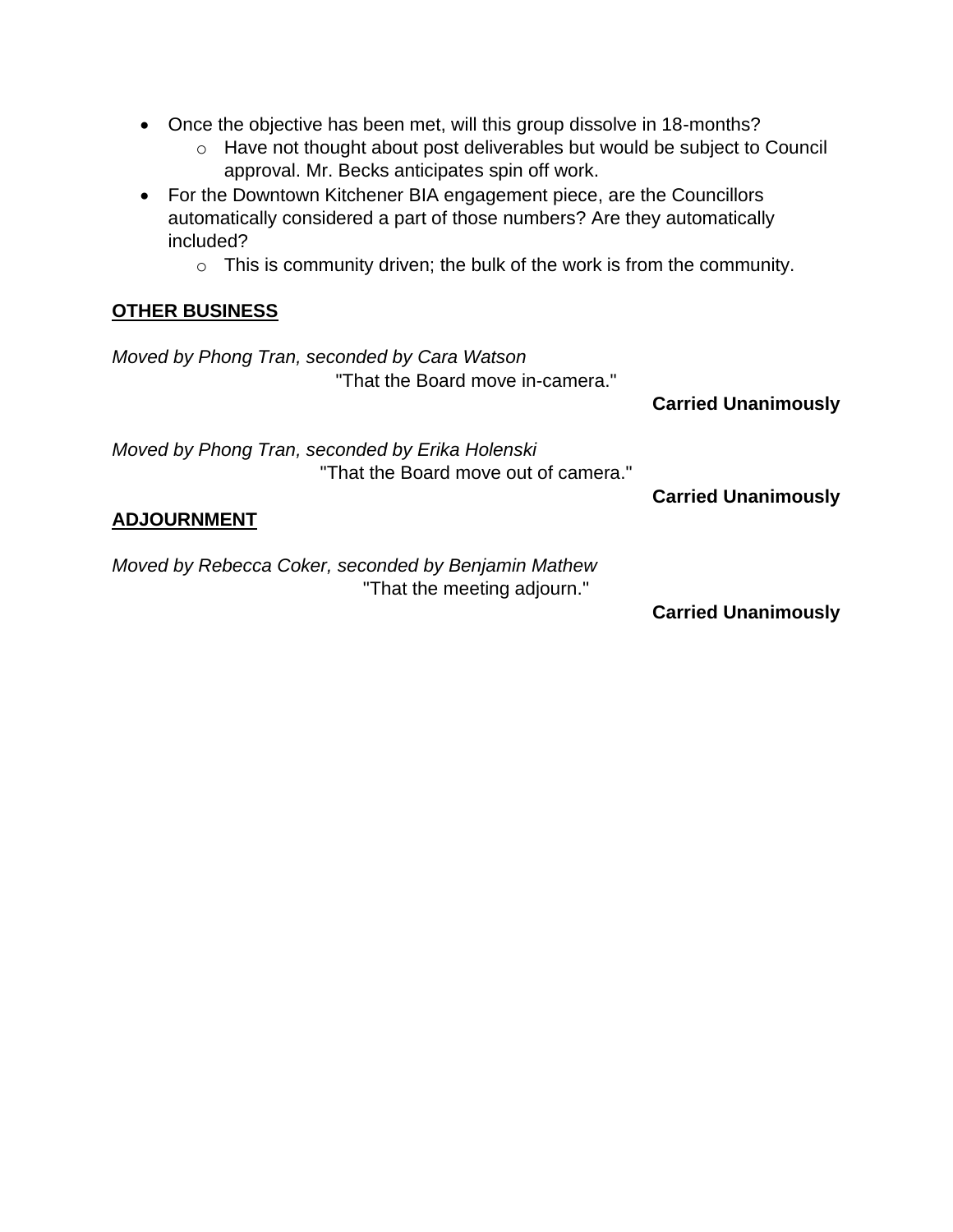- Once the objective has been met, will this group dissolve in 18-months?
  - Have not thought about post deliverables but would be subject to Council approval. Mr. Becks anticipates spin off work.
- For the Downtown Kitchener BIA engagement piece, are the Councillors automatically considered a part of those numbers? Are they automatically included?
  - This is community driven; the bulk of the work is from the community.

## OTHER BUSINESS

*Moved by Phong Tran, seconded by Cara Watson*

"That the Board move in-camera."

**Carried Unanimously**

*Moved by Phong Tran, seconded by Erika Holenski*

"That the Board move out of camera."

**Carried Unanimously**

## ADJOURNMENT

*Moved by Rebecca Coker, seconded by Benjamin Mathew*

"That the meeting adjourn."

**Carried Unanimously**